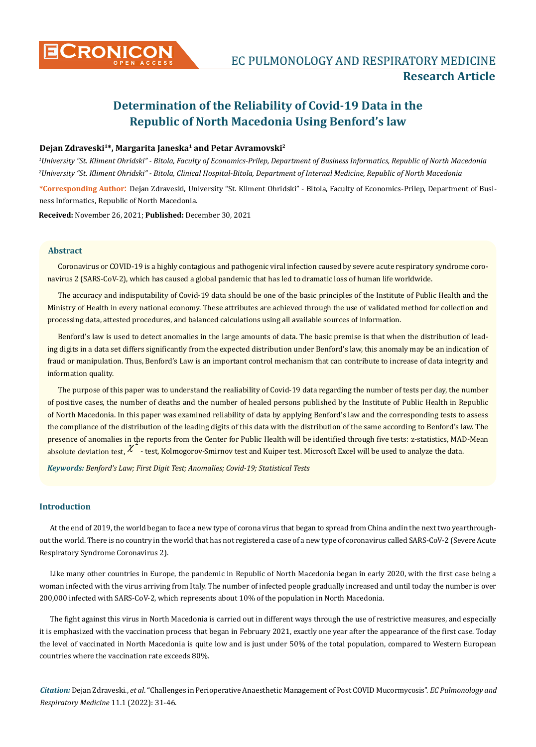# Determination of the Reliability of Covid-19 Data in the Republic of North Macedonia Using Benford's law

**Dejan Zdraveski[1]\*, Margarita Janeska[1] and Petar Avramovski[2]**

*[1]University "St. Kliment Ohridski" - Bitola, Faculty of Economics-Prilep, Department of Business Informatics, Republic of North Macedonia*
*[2]University "St. Kliment Ohridski" - Bitola, Clinical Hospital-Bitola, Department of Internal Medicine, Republic of North Macedonia*

**\*Corresponding Author**: Dejan Zdraveski, University "St. Kliment Ohridski" - Bitola, Faculty of Economics-Prilep, Department of Business Informatics, Republic of North Macedonia.

**Received:** November 26, 2021; **Published:** December 30, 2021

## Abstract

Coronavirus or COVID-19 is a highly contagious and pathogenic viral infection caused by severe acute respiratory syndrome coronavirus 2 (SARS-CoV-2), which has caused a global pandemic that has led to dramatic loss of human life worldwide.

The accuracy and indisputability of Covid-19 data should be one of the basic principles of the Institute of Public Health and the Ministry of Health in every national economy. These attributes are achieved through the use of validated method for collection and processing data, attested procedures, and balanced calculations using all available sources of information.

Benford's law is used to detect anomalies in the large amounts of data. The basic premise is that when the distribution of leading digits in a data set differs significantly from the expected distribution under Benford's law, this anomaly may be an indication of fraud or manipulation. Thus, Benford's Law is an important control mechanism that can contribute to increase of data integrity and information quality.

The purpose of this paper was to understand the realiability of Covid-19 data regarding the number of tests per day, the number of positive cases, the number of deaths and the number of healed persons published by the Institute of Public Health in Republic of North Macedonia. In this paper was examined reliability of data by applying Benford's law and the corresponding tests to assess the compliance of the distribution of the leading digits of this data with the distribution of the same according to Benford's law. The presence of anomalies in the reports from the Center for Public Health will be identified through five tests: z-statistics, MAD-Mean absolute deviation test, $\chi^2$ - test, Kolmogorov-Smirnov test and Kuiper test. Microsoft Excel will be used to analyze the data.

***Keywords:*** *Benford's Law; First Digit Test; Anomalies; Covid-19; Statistical Tests*

## Introduction

At the end of 2019, the world began to face a new type of corona virus that began to spread from China andin the next two yearthroughout the world. There is no country in the world that has not registered a case of a new type of coronavirus called SARS-CoV-2 (Severe Acute Respiratory Syndrome Coronavirus 2).

Like many other countries in Europe, the pandemic in Republic of North Macedonia began in early 2020, with the first case being a woman infected with the virus arriving from Italy. The number of infected people gradually increased and until today the number is over 200,000 infected with SARS-CoV-2, which represents about 10% of the population in North Macedonia.

The fight against this virus in North Macedonia is carried out in different ways through the use of restrictive measures, and especially it is emphasized with the vaccination process that began in February 2021, exactly one year after the appearance of the first case. Today the level of vaccinated in North Macedonia is quite low and is just under 50% of the total population, compared to Western European countries where the vaccination rate exceeds 80%.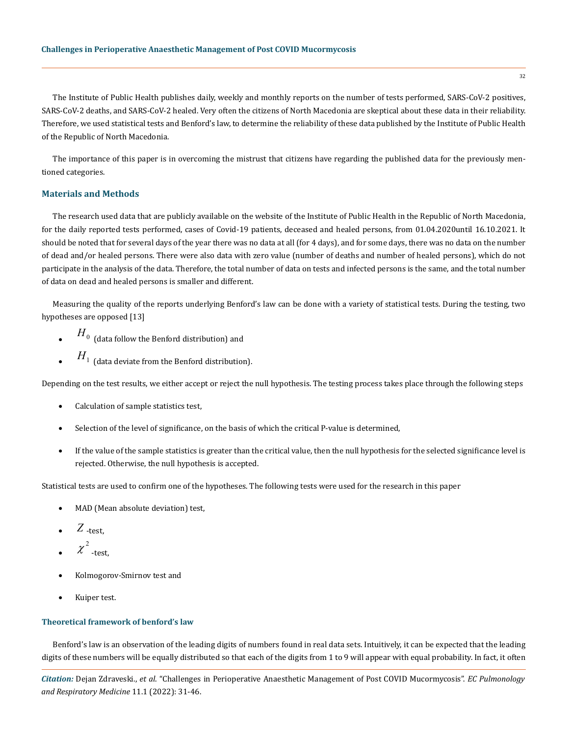The Institute of Public Health publishes daily, weekly and monthly reports on the number of tests performed, SARS-CoV-2 positives, SARS-CoV-2 deaths, and SARS-CoV-2 healed. Very often the citizens of North Macedonia are skeptical about these data in their reliability. Therefore, we used statistical tests and Benford's law, to determine the reliability of these data published by the Institute of Public Health of the Republic of North Macedonia.

The importance of this paper is in overcoming the mistrust that citizens have regarding the published data for the previously mentioned categories.

## Materials and Methods

The research used data that are publicly available on the website of the Institute of Public Health in the Republic of North Macedonia, for the daily reported tests performed, cases of Covid-19 patients, deceased and healed persons, from 01.04.2020until 16.10.2021. It should be noted that for several days of the year there was no data at all (for 4 days), and for some days, there was no data on the number of dead and/or healed persons. There were also data with zero value (number of deaths and number of healed persons), which do not participate in the analysis of the data. Therefore, the total number of data on tests and infected persons is the same, and the total number of data on dead and healed persons is smaller and different.

Measuring the quality of the reports underlying Benford's law can be done with a variety of statistical tests. During the testing, two hypotheses are opposed [13]

- $H_0$ (data follow the Benford distribution) and
- $H_1$ (data deviate from the Benford distribution).

Depending on the test results, we either accept or reject the null hypothesis. The testing process takes place through the following steps

- Calculation of sample statistics test,
- Selection of the level of significance, on the basis of which the critical P-value is determined,
- If the value of the sample statistics is greater than the critical value, then the null hypothesis for the selected significance level is rejected. Otherwise, the null hypothesis is accepted.

Statistical tests are used to confirm one of the hypotheses. The following tests were used for the research in this paper

- MAD (Mean absolute deviation) test,
- $Z$-test,
- $\chi^2$-test,
- Kolmogorov-Smirnov test and
- Kuiper test.

### Theoretical framework of benford's law

Benford's law is an observation of the leading digits of numbers found in real data sets. Intuitively, it can be expected that the leading digits of these numbers will be equally distributed so that each of the digits from 1 to 9 will appear with equal probability. In fact, it often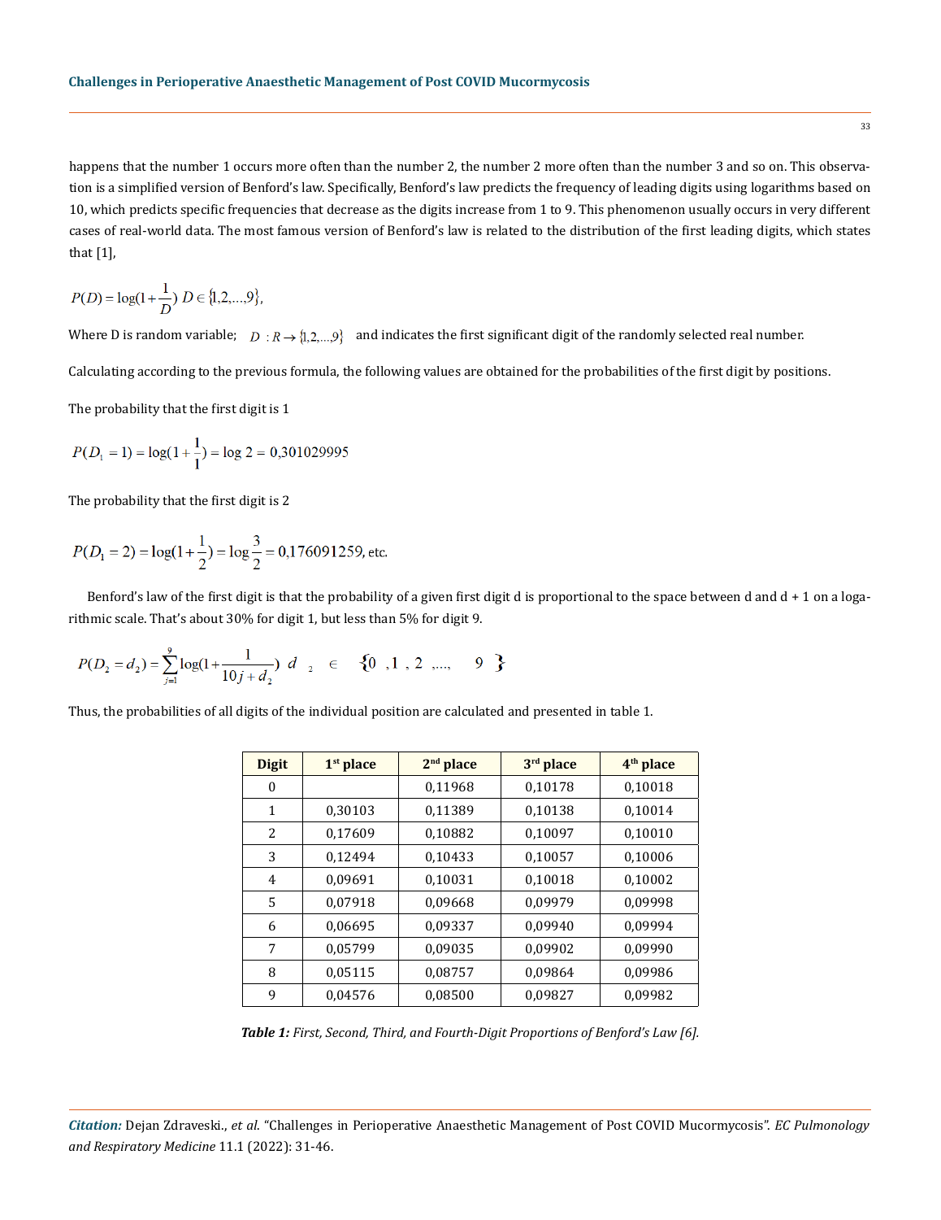happens that the number 1 occurs more often than the number 2, the number 2 more often than the number 3 and so on. This observation is a simplified version of Benford's law. Specifically, Benford's law predicts the frequency of leading digits using logarithms based on 10, which predicts specific frequencies that decrease as the digits increase from 1 to 9. This phenomenon usually occurs in very different cases of real-world data. The most famous version of Benford's law is related to the distribution of the first leading digits, which states that [1],

$$P(D) = \log(1 + \frac{1}{D})\ D \in \{1, 2, \ldots, 9\},$$

Where D is random variable; $D : R \rightarrow \{1, 2, \ldots, 9\}$ and indicates the first significant digit of the randomly selected real number.

Calculating according to the previous formula, the following values are obtained for the probabilities of the first digit by positions.

The probability that the first digit is 1

$$P(D_1 = 1) = \log(1 + \frac{1}{1}) = \log 2 = 0{,}301029995$$

The probability that the first digit is 2

$$P(D_1 = 2) = \log(1 + \frac{1}{2}) = \log\frac{3}{2} = 0{,}176091259, \text{ etc.}$$

Benford's law of the first digit is that the probability of a given first digit d is proportional to the space between d and d + 1 on a logarithmic scale. That's about 30% for digit 1, but less than 5% for digit 9.

$$P(D_2 = d_2) = \sum_{j=1}^{9} \log(1 + \frac{1}{10j + d_2})\ d_2 \in \{0, 1, 2, \ldots, 9\}$$

Thus, the probabilities of all digits of the individual position are calculated and presented in table 1.

| Digit | 1st place | 2nd place | 3rd place | 4th place |
|---|---|---|---|---|
| 0 | | 0,11968 | 0,10178 | 0,10018 |
| 1 | 0,30103 | 0,11389 | 0,10138 | 0,10014 |
| 2 | 0,17609 | 0,10882 | 0,10097 | 0,10010 |
| 3 | 0,12494 | 0,10433 | 0,10057 | 0,10006 |
| 4 | 0,09691 | 0,10031 | 0,10018 | 0,10002 |
| 5 | 0,07918 | 0,09668 | 0,09979 | 0,09998 |
| 6 | 0,06695 | 0,09337 | 0,09940 | 0,09994 |
| 7 | 0,05799 | 0,09035 | 0,09902 | 0,09990 |
| 8 | 0,05115 | 0,08757 | 0,09864 | 0,09986 |
| 9 | 0,04576 | 0,08500 | 0,09827 | 0,09982 |

***Table 1:*** *First, Second, Third, and Fourth-Digit Proportions of Benford's Law [6].*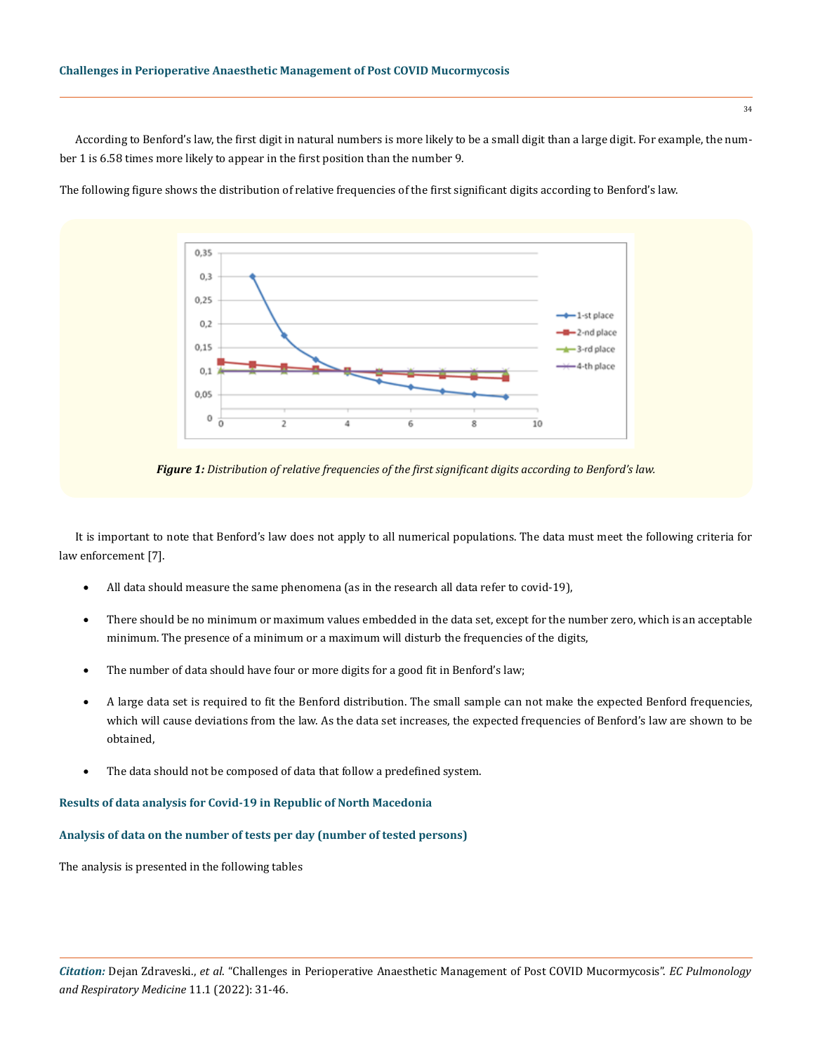According to Benford's law, the first digit in natural numbers is more likely to be a small digit than a large digit. For example, the number 1 is 6.58 times more likely to appear in the first position than the number 9.

The following figure shows the distribution of relative frequencies of the first significant digits according to Benford's law.

***Figure 1:*** *Distribution of relative frequencies of the first significant digits according to Benford's law.*

It is important to note that Benford's law does not apply to all numerical populations. The data must meet the following criteria for law enforcement [7].

- All data should measure the same phenomena (as in the research all data refer to covid-19),
- There should be no minimum or maximum values embedded in the data set, except for the number zero, which is an acceptable minimum. The presence of a minimum or a maximum will disturb the frequencies of the digits,
- The number of data should have four or more digits for a good fit in Benford's law;
- A large data set is required to fit the Benford distribution. The small sample can not make the expected Benford frequencies, which will cause deviations from the law. As the data set increases, the expected frequencies of Benford's law are shown to be obtained,
- The data should not be composed of data that follow a predefined system.

### Results of data analysis for Covid-19 in Republic of North Macedonia

### Analysis of data on the number of tests per day (number of tested persons)

The analysis is presented in the following tables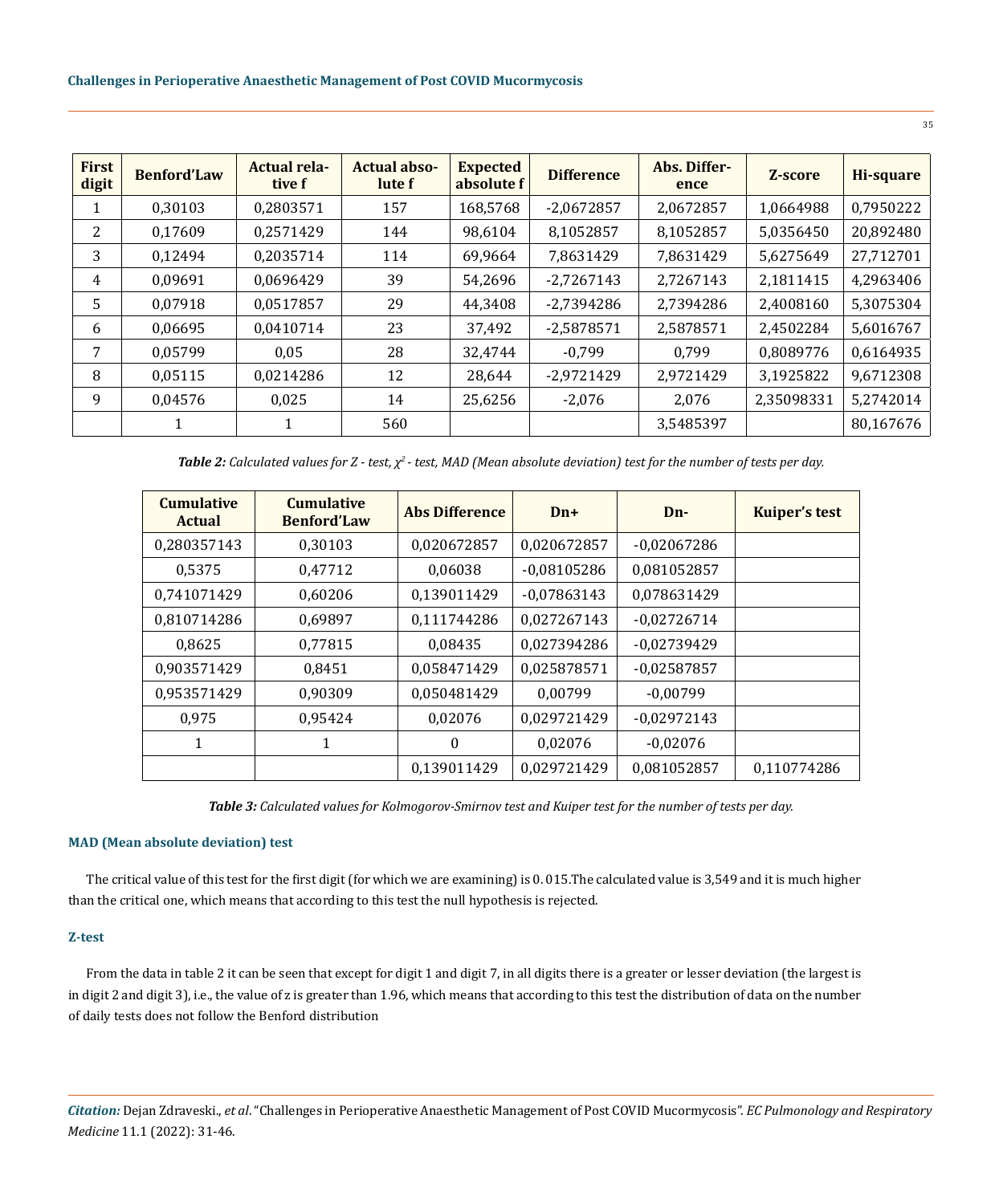| First digit | Benford'Law | Actual relative f | Actual absolute f | Expected absolute f | Difference | Abs. Difference | Z-score | Hi-square |
|---|---|---|---|---|---|---|---|---|
| 1 | 0,30103 | 0,2803571 | 157 | 168,5768 | -2,0672857 | 2,0672857 | 1,0664988 | 0,7950222 |
| 2 | 0,17609 | 0,2571429 | 144 | 98,6104 | 8,1052857 | 8,1052857 | 5,0356450 | 20,892480 |
| 3 | 0,12494 | 0,2035714 | 114 | 69,9664 | 7,8631429 | 7,8631429 | 5,6275649 | 27,712701 |
| 4 | 0,09691 | 0,0696429 | 39 | 54,2696 | -2,7267143 | 2,7267143 | 2,1811415 | 4,2963406 |
| 5 | 0,07918 | 0,0517857 | 29 | 44,3408 | -2,7394286 | 2,7394286 | 2,4008160 | 5,3075304 |
| 6 | 0,06695 | 0,0410714 | 23 | 37,492 | -2,5878571 | 2,5878571 | 2,4502284 | 5,6016767 |
| 7 | 0,05799 | 0,05 | 28 | 32,4744 | -0,799 | 0,799 | 0,8089776 | 0,6164935 |
| 8 | 0,05115 | 0,0214286 | 12 | 28,644 | -2,9721429 | 2,9721429 | 3,1925822 | 9,6712308 |
| 9 | 0,04576 | 0,025 | 14 | 25,6256 | -2,076 | 2,076 | 2,35098331 | 5,2742014 |
| | 1 | 1 | 560 | | | 3,5485397 | | 80,167676 |

***Table 2:*** *Calculated values for Z - test, $\chi^2$ - test, MAD (Mean absolute deviation) test for the number of tests per day.*

| Cumulative Actual | Cumulative Benford'Law | Abs Difference | Dn+ | Dn- | Kuiper's test |
|---|---|---|---|---|---|
| 0,280357143 | 0,30103 | 0,020672857 | 0,020672857 | -0,02067286 | |
| 0,5375 | 0,47712 | 0,06038 | -0,08105286 | 0,081052857 | |
| 0,741071429 | 0,60206 | 0,139011429 | -0,07863143 | 0,078631429 | |
| 0,810714286 | 0,69897 | 0,111744286 | 0,027267143 | -0,02726714 | |
| 0,8625 | 0,77815 | 0,08435 | 0,027394286 | -0,02739429 | |
| 0,903571429 | 0,8451 | 0,058471429 | 0,025878571 | -0,02587857 | |
| 0,953571429 | 0,90309 | 0,050481429 | 0,00799 | -0,00799 | |
| 0,975 | 0,95424 | 0,02076 | 0,029721429 | -0,02972143 | |
| 1 | 1 | 0 | 0,02076 | -0,02076 | |
| | | 0,139011429 | 0,029721429 | 0,081052857 | 0,110774286 |

***Table 3:*** *Calculated values for Kolmogorov-Smirnov test and Kuiper test for the number of tests per day.*

### MAD (Mean absolute deviation) test

The critical value of this test for the first digit (for which we are examining) is 0. 015.The calculated value is 3,549 and it is much higher than the critical one, which means that according to this test the null hypothesis is rejected.

### Z-test

From the data in table 2 it can be seen that except for digit 1 and digit 7, in all digits there is a greater or lesser deviation (the largest is in digit 2 and digit 3), i.e., the value of z is greater than 1.96, which means that according to this test the distribution of data on the number of daily tests does not follow the Benford distribution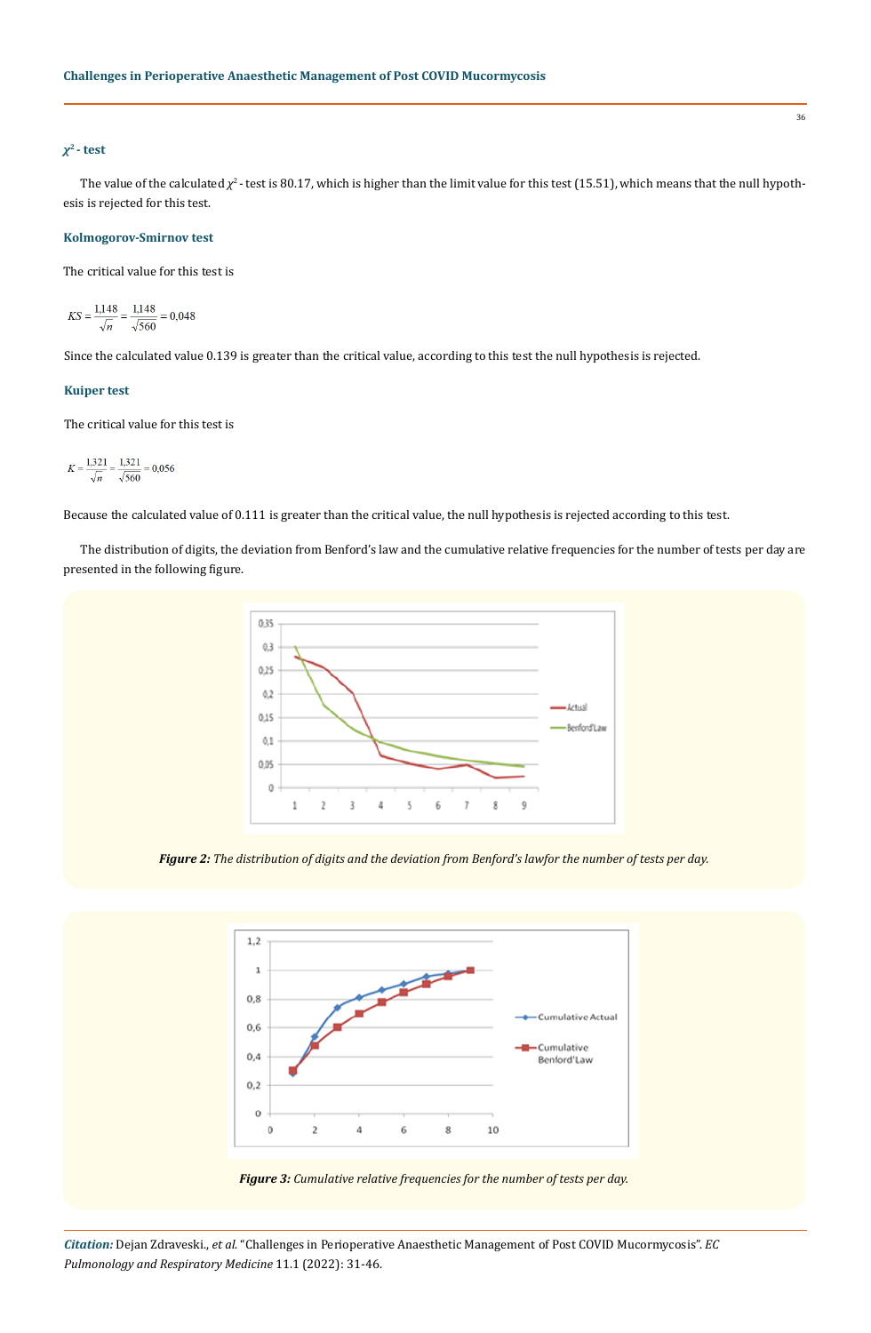### $\chi^2$ - test

The value of the calculated $\chi^2$ - test is 80.17, which is higher than the limit value for this test (15.51), which means that the null hypothesis is rejected for this test.

### Kolmogorov-Smirnov test

The critical value for this test is

$$KS = \frac{1{,}148}{\sqrt{n}} = \frac{1{,}148}{\sqrt{560}} = 0{,}048$$

Since the calculated value 0.139 is greater than the critical value, according to this test the null hypothesis is rejected.

### Kuiper test

The critical value for this test is

$$K = \frac{1{,}321}{\sqrt{n}} = \frac{1{,}321}{\sqrt{560}} = 0{,}056$$

Because the calculated value of 0.111 is greater than the critical value, the null hypothesis is rejected according to this test.

The distribution of digits, the deviation from Benford's law and the cumulative relative frequencies for the number of tests per day are presented in the following figure.

***Figure 2:*** *The distribution of digits and the deviation from Benford's lawfor the number of tests per day.*

***Figure 3:*** *Cumulative relative frequencies for the number of tests per day.*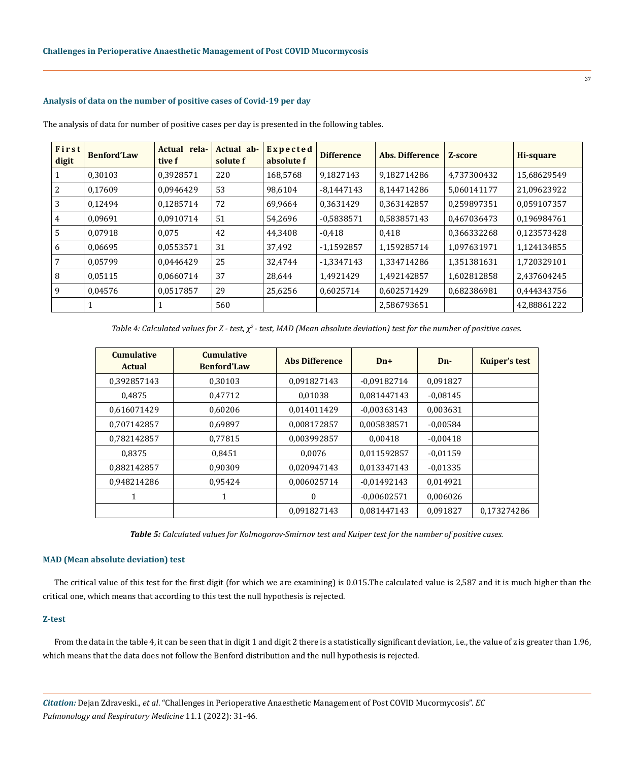### Analysis of data on the number of positive cases of Covid-19 per day

The analysis of data for number of positive cases per day is presented in the following tables.

| First digit | Benford'Law | Actual relative f | Actual absolute f | Expected absolute f | Difference | Abs. Difference | Z-score | Hi-square |
|---|---|---|---|---|---|---|---|---|
| 1 | 0,30103 | 0,3928571 | 220 | 168,5768 | 9,1827143 | 9,182714286 | 4,737300432 | 15,68629549 |
| 2 | 0,17609 | 0,0946429 | 53 | 98,6104 | -8,1447143 | 8,144714286 | 5,060141177 | 21,09623922 |
| 3 | 0,12494 | 0,1285714 | 72 | 69,9664 | 0,3631429 | 0,363142857 | 0,259897351 | 0,059107357 |
| 4 | 0,09691 | 0,0910714 | 51 | 54,2696 | -0,5838571 | 0,583857143 | 0,467036473 | 0,196984761 |
| 5 | 0,07918 | 0,075 | 42 | 44,3408 | -0,418 | 0,418 | 0,366332268 | 0,123573428 |
| 6 | 0,06695 | 0,0553571 | 31 | 37,492 | -1,1592857 | 1,159285714 | 1,097631971 | 1,124134855 |
| 7 | 0,05799 | 0,0446429 | 25 | 32,4744 | -1,3347143 | 1,334714286 | 1,351381631 | 1,720329101 |
| 8 | 0,05115 | 0,0660714 | 37 | 28,644 | 1,4921429 | 1,492142857 | 1,602812858 | 2,437604245 |
| 9 | 0,04576 | 0,0517857 | 29 | 25,6256 | 0,6025714 | 0,602571429 | 0,682386981 | 0,444343756 |
| | 1 | 1 | 560 | | | 2,586793651 | | 42,88861222 |

*Table 4: Calculated values for Z - test, $\chi^2$ - test, MAD (Mean absolute deviation) test for the number of positive cases.*

| Cumulative Actual | Cumulative Benford'Law | Abs Difference | Dn+ | Dn- | Kuiper's test |
|---|---|---|---|---|---|
| 0,392857143 | 0,30103 | 0,091827143 | -0,09182714 | 0,091827 | |
| 0,4875 | 0,47712 | 0,01038 | 0,081447143 | -0,08145 | |
| 0,616071429 | 0,60206 | 0,014011429 | -0,00363143 | 0,003631 | |
| 0,707142857 | 0,69897 | 0,008172857 | 0,005838571 | -0,00584 | |
| 0,782142857 | 0,77815 | 0,003992857 | 0,00418 | -0,00418 | |
| 0,8375 | 0,8451 | 0,0076 | 0,011592857 | -0,01159 | |
| 0,882142857 | 0,90309 | 0,020947143 | 0,013347143 | -0,01335 | |
| 0,948214286 | 0,95424 | 0,006025714 | -0,01492143 | 0,014921 | |
| 1 | 1 | 0 | -0,00602571 | 0,006026 | |
| | | 0,091827143 | 0,081447143 | 0,091827 | 0,173274286 |

***Table 5:** Calculated values for Kolmogorov-Smirnov test and Kuiper test for the number of positive cases.*

### MAD (Mean absolute deviation) test

The critical value of this test for the first digit (for which we are examining) is 0.015.The calculated value is 2,587 and it is much higher than the critical one, which means that according to this test the null hypothesis is rejected.

### Z-test

From the data in the table 4, it can be seen that in digit 1 and digit 2 there is a statistically significant deviation, i.e., the value of z is greater than 1.96, which means that the data does not follow the Benford distribution and the null hypothesis is rejected.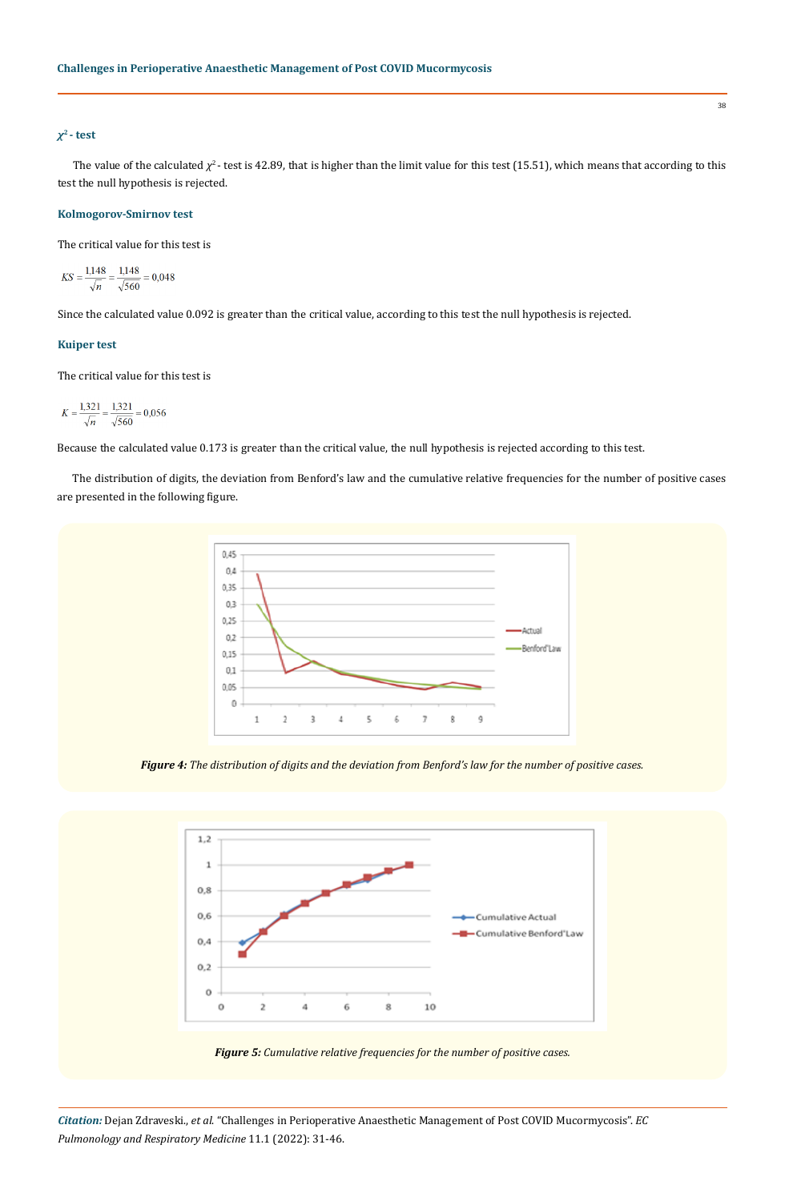### $\chi^2$ - test

The value of the calculated $\chi^2$ - test is 42.89, that is higher than the limit value for this test (15.51), which means that according to this test the null hypothesis is rejected.

### Kolmogorov-Smirnov test

The critical value for this test is

$$KS = \frac{1{,}148}{\sqrt{n}} = \frac{1{,}148}{\sqrt{560}} = 0{,}048$$

Since the calculated value 0.092 is greater than the critical value, according to this test the null hypothesis is rejected.

### Kuiper test

The critical value for this test is

$$K = \frac{1{,}321}{\sqrt{n}} = \frac{1{,}321}{\sqrt{560}} = 0{,}056$$

Because the calculated value 0.173 is greater than the critical value, the null hypothesis is rejected according to this test.

The distribution of digits, the deviation from Benford's law and the cumulative relative frequencies for the number of positive cases are presented in the following figure.

***Figure 4:*** *The distribution of digits and the deviation from Benford's law for the number of positive cases.*

***Figure 5:*** *Cumulative relative frequencies for the number of positive cases.*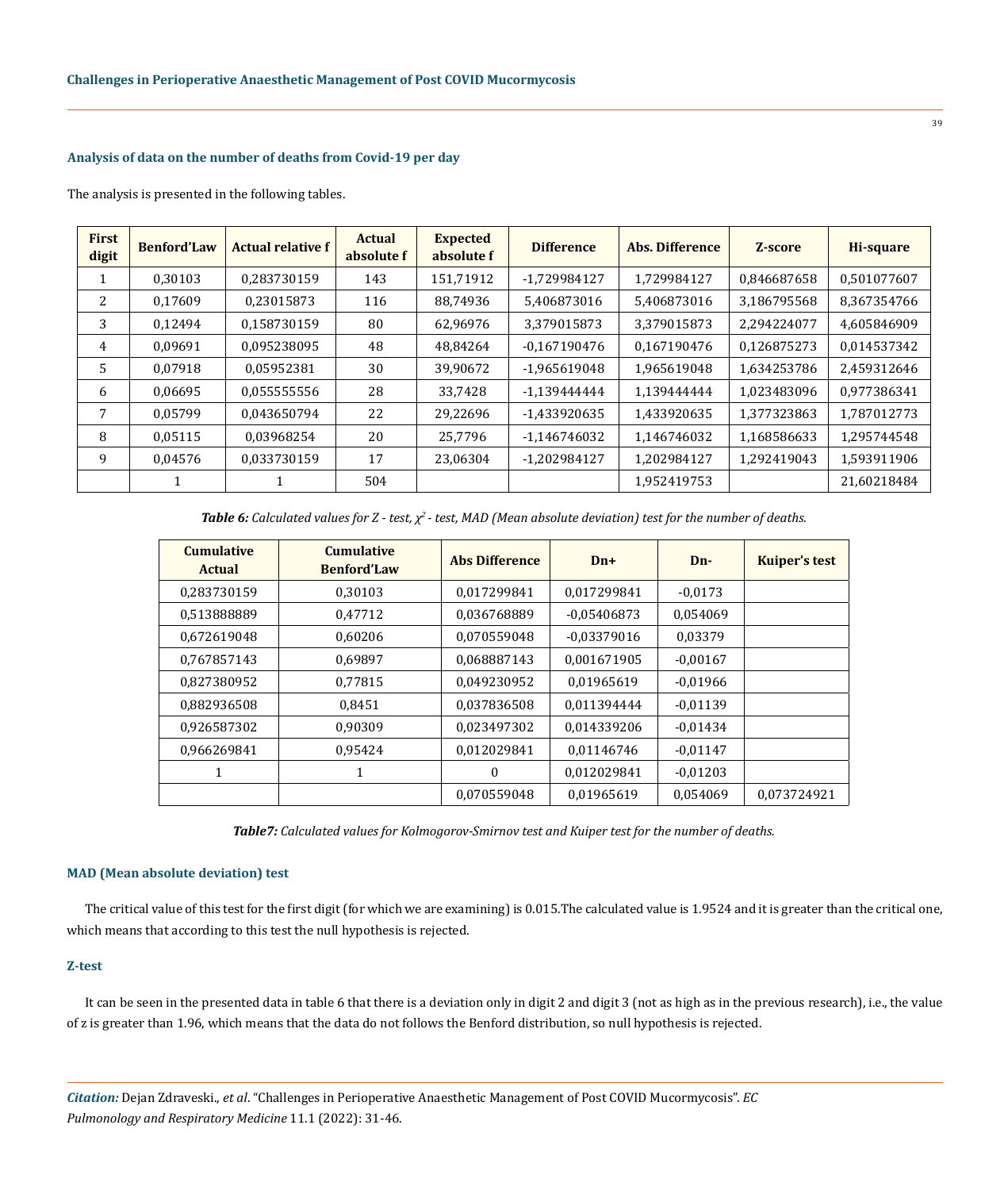### Analysis of data on the number of deaths from Covid-19 per day

The analysis is presented in the following tables.

| First digit | Benford'Law | Actual relative f | Actual absolute f | Expected absolute f | Difference | Abs. Difference | Z-score | Hi-square |
|---|---|---|---|---|---|---|---|---|
| 1 | 0,30103 | 0,283730159 | 143 | 151,71912 | -1,729984127 | 1,729984127 | 0,846687658 | 0,501077607 |
| 2 | 0,17609 | 0,23015873 | 116 | 88,74936 | 5,406873016 | 5,406873016 | 3,186795568 | 8,367354766 |
| 3 | 0,12494 | 0,158730159 | 80 | 62,96976 | 3,379015873 | 3,379015873 | 2,294224077 | 4,605846909 |
| 4 | 0,09691 | 0,095238095 | 48 | 48,84264 | -0,167190476 | 0,167190476 | 0,126875273 | 0,014537342 |
| 5 | 0,07918 | 0,05952381 | 30 | 39,90672 | -1,965619048 | 1,965619048 | 1,634253786 | 2,459312646 |
| 6 | 0,06695 | 0,055555556 | 28 | 33,7428 | -1,139444444 | 1,139444444 | 1,023483096 | 0,977386341 |
| 7 | 0,05799 | 0,043650794 | 22 | 29,22696 | -1,433920635 | 1,433920635 | 1,377323863 | 1,787012773 |
| 8 | 0,05115 | 0,03968254 | 20 | 25,7796 | -1,146746032 | 1,146746032 | 1,168586633 | 1,295744548 |
| 9 | 0,04576 | 0,033730159 | 17 | 23,06304 | -1,202984127 | 1,202984127 | 1,292419043 | 1,593911906 |
| | 1 | 1 | 504 | | | 1,952419753 | | 21,60218484 |

***Table 6:*** *Calculated values for Z - test, $\chi^2$ - test, MAD (Mean absolute deviation) test for the number of deaths.*

| Cumulative Actual | Cumulative Benford'Law | Abs Difference | Dn+ | Dn- | Kuiper's test |
|---|---|---|---|---|---|
| 0,283730159 | 0,30103 | 0,017299841 | 0,017299841 | -0,0173 | |
| 0,513888889 | 0,47712 | 0,036768889 | -0,05406873 | 0,054069 | |
| 0,672619048 | 0,60206 | 0,070559048 | -0,03379016 | 0,03379 | |
| 0,767857143 | 0,69897 | 0,068887143 | 0,001671905 | -0,00167 | |
| 0,827380952 | 0,77815 | 0,049230952 | 0,01965619 | -0,01966 | |
| 0,882936508 | 0,8451 | 0,037836508 | 0,011394444 | -0,01139 | |
| 0,926587302 | 0,90309 | 0,023497302 | 0,014339206 | -0,01434 | |
| 0,966269841 | 0,95424 | 0,012029841 | 0,01146746 | -0,01147 | |
| 1 | 1 | 0 | 0,012029841 | -0,01203 | |
| | | 0,070559048 | 0,01965619 | 0,054069 | 0,073724921 |

***Table7:*** *Calculated values for Kolmogorov-Smirnov test and Kuiper test for the number of deaths.*

### MAD (Mean absolute deviation) test

The critical value of this test for the first digit (for which we are examining) is 0.015.The calculated value is 1.9524 and it is greater than the critical one, which means that according to this test the null hypothesis is rejected.

### Z-test

It can be seen in the presented data in table 6 that there is a deviation only in digit 2 and digit 3 (not as high as in the previous research), i.e., the value of z is greater than 1.96, which means that the data do not follows the Benford distribution, so null hypothesis is rejected.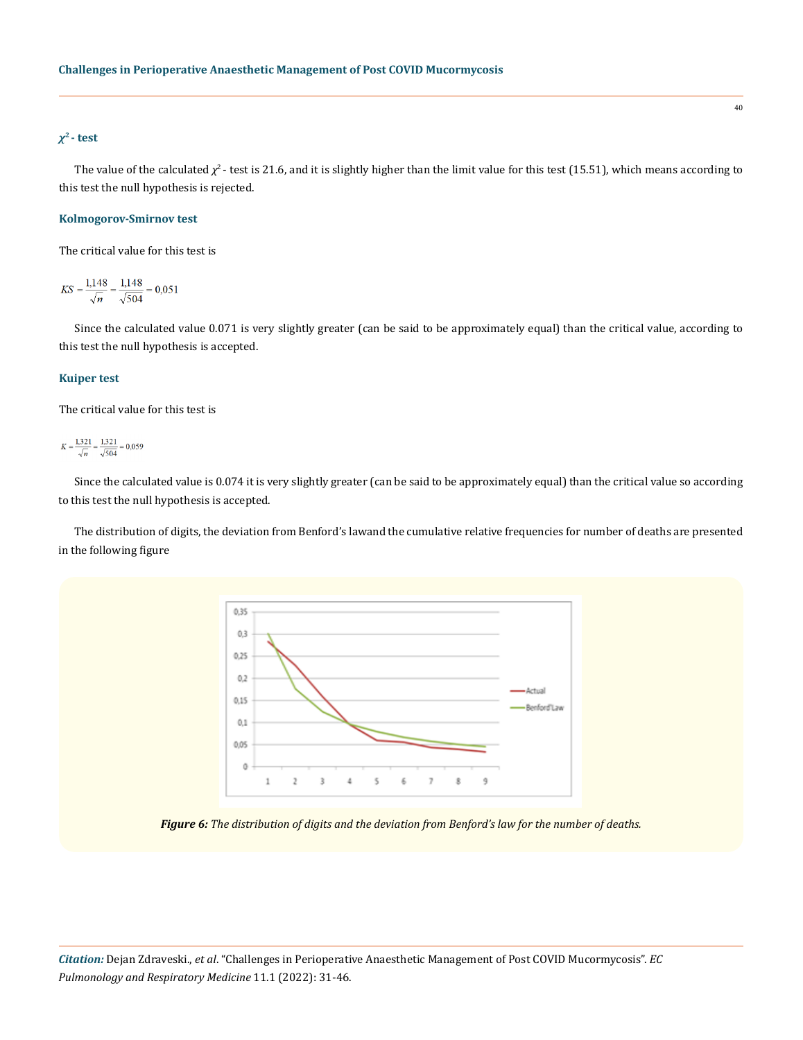### $\chi^2$ - test

The value of the calculated $\chi^2$ - test is 21.6, and it is slightly higher than the limit value for this test (15.51), which means according to this test the null hypothesis is rejected.

### Kolmogorov-Smirnov test

The critical value for this test is

$$KS = \frac{1,148}{\sqrt{n}} = \frac{1,148}{\sqrt{504}} = 0,051$$

Since the calculated value 0.071 is very slightly greater (can be said to be approximately equal) than the critical value, according to this test the null hypothesis is accepted.

### Kuiper test

The critical value for this test is

$$K = \frac{1,321}{\sqrt{n}} = \frac{1,321}{\sqrt{504}} = 0,059$$

Since the calculated value is 0.074 it is very slightly greater (can be said to be approximately equal) than the critical value so according to this test the null hypothesis is accepted.

The distribution of digits, the deviation from Benford's lawand the cumulative relative frequencies for number of deaths are presented in the following figure

***Figure 6:*** *The distribution of digits and the deviation from Benford's law for the number of deaths.*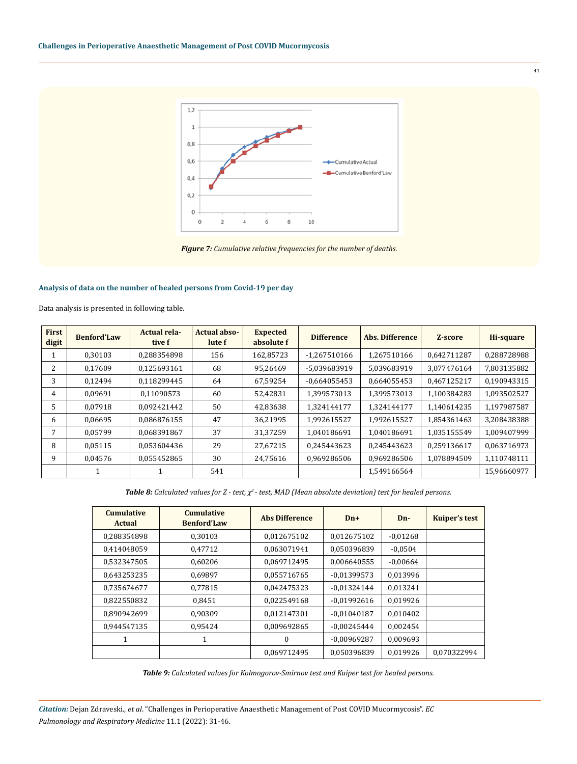*Figure 7: Cumulative relative frequencies for the number of deaths.*

### Analysis of data on the number of healed persons from Covid-19 per day

Data analysis is presented in following table.

| First digit | Benford'Law | Actual relative f | Actual absolute f | Expected absolute f | Difference | Abs. Difference | Z-score | Hi-square |
|---|---|---|---|---|---|---|---|---|
| 1 | 0,30103 | 0,288354898 | 156 | 162,85723 | -1,267510166 | 1,267510166 | 0,642711287 | 0,288728988 |
| 2 | 0,17609 | 0,125693161 | 68 | 95,26469 | -5,039683919 | 5,039683919 | 3,077476164 | 7,803135882 |
| 3 | 0,12494 | 0,118299445 | 64 | 67,59254 | -0,664055453 | 0,664055453 | 0,467125217 | 0,190943315 |
| 4 | 0,09691 | 0,11090573 | 60 | 52,42831 | 1,399573013 | 1,399573013 | 1,100384283 | 1,093502527 |
| 5 | 0,07918 | 0,092421442 | 50 | 42,83638 | 1,324144177 | 1,324144177 | 1,140614235 | 1,197987587 |
| 6 | 0,06695 | 0,086876155 | 47 | 36,21995 | 1,992615527 | 1,992615527 | 1,854361463 | 3,208438388 |
| 7 | 0,05799 | 0,068391867 | 37 | 31,37259 | 1,040186691 | 1,040186691 | 1,035155549 | 1,009407999 |
| 8 | 0,05115 | 0,053604436 | 29 | 27,67215 | 0,245443623 | 0,245443623 | 0,259136617 | 0,063716973 |
| 9 | 0,04576 | 0,055452865 | 30 | 24,75616 | 0,969286506 | 0,969286506 | 1,078894509 | 1,110748111 |
| | 1 | 1 | 541 | | | 1,549166564 | | 15,96660977 |

*Table 8: Calculated values for Z - test, $\chi^2$ - test, MAD (Mean absolute deviation) test for healed persons.*

| Cumulative Actual | Cumulative Benford'Law | Abs Difference | Dn+ | Dn- | Kuiper's test |
|---|---|---|---|---|---|
| 0,288354898 | 0,30103 | 0,012675102 | 0,012675102 | -0,01268 | |
| 0,414048059 | 0,47712 | 0,063071941 | 0,050396839 | -0,0504 | |
| 0,532347505 | 0,60206 | 0,069712495 | 0,006640555 | -0,00664 | |
| 0,643253235 | 0,69897 | 0,055716765 | -0,01399573 | 0,013996 | |
| 0,735674677 | 0,77815 | 0,042475323 | -0,01324144 | 0,013241 | |
| 0,822550832 | 0,8451 | 0,022549168 | -0,01992616 | 0,019926 | |
| 0,890942699 | 0,90309 | 0,012147301 | -0,01040187 | 0,010402 | |
| 0,944547135 | 0,95424 | 0,009692865 | -0,00245444 | 0,002454 | |
| 1 | 1 | 0 | -0,00969287 | 0,009693 | |
| | | 0,069712495 | 0,050396839 | 0,019926 | 0,070322994 |

*Table 9: Calculated values for Kolmogorov-Smirnov test and Kuiper test for healed persons.*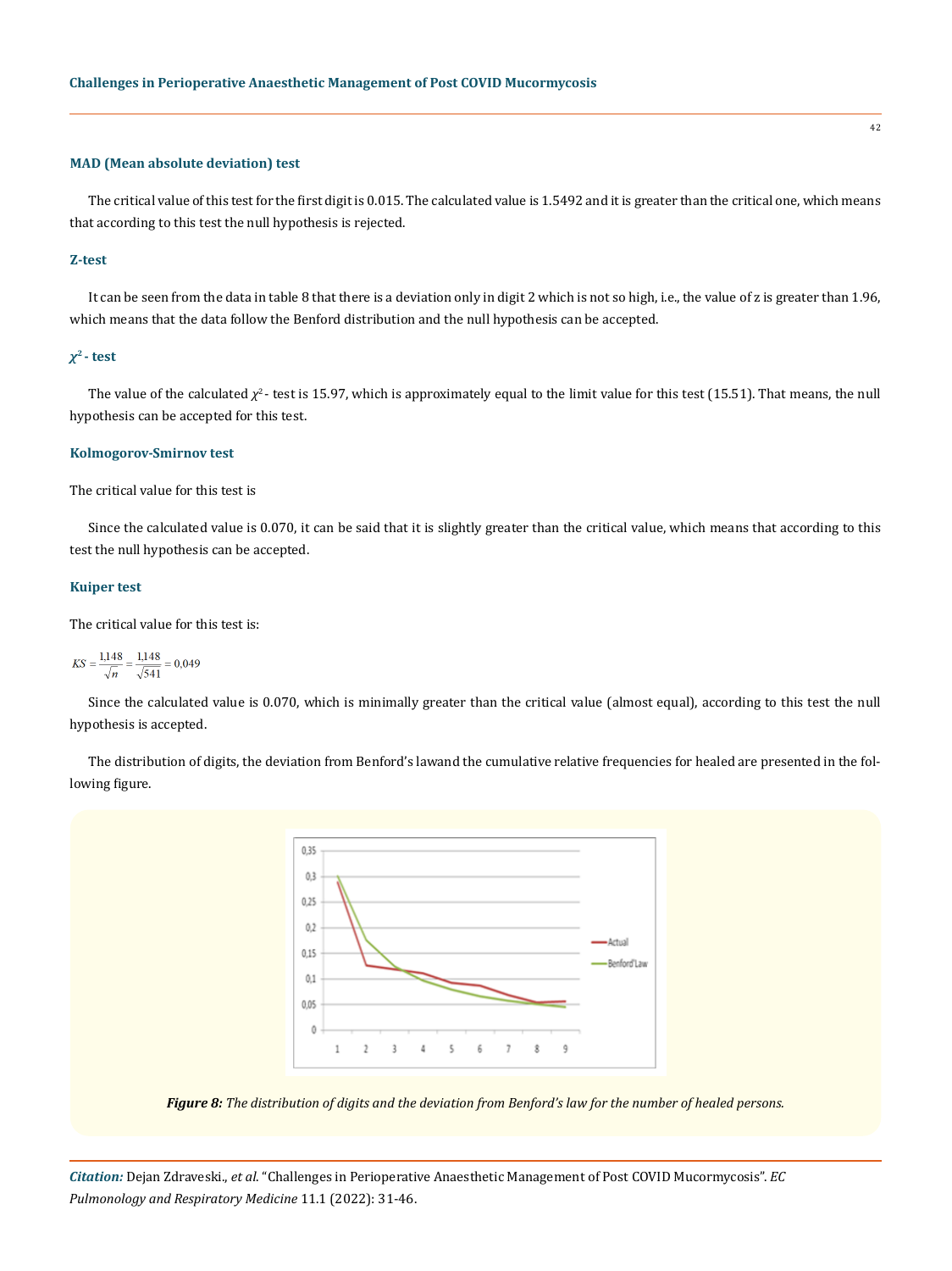### MAD (Mean absolute deviation) test

The critical value of this test for the first digit is 0.015. The calculated value is 1.5492 and it is greater than the critical one, which means that according to this test the null hypothesis is rejected.

### Z-test

It can be seen from the data in table 8 that there is a deviation only in digit 2 which is not so high, i.e., the value of z is greater than 1.96, which means that the data follow the Benford distribution and the null hypothesis can be accepted.

### $\chi^2$ - test

The value of the calculated $\chi^2$ - test is 15.97, which is approximately equal to the limit value for this test (15.51). That means, the null hypothesis can be accepted for this test.

### Kolmogorov-Smirnov test

The critical value for this test is

Since the calculated value is 0.070, it can be said that it is slightly greater than the critical value, which means that according to this test the null hypothesis can be accepted.

### Kuiper test

The critical value for this test is:

$$KS = \frac{1{,}148}{\sqrt{n}} = \frac{1{,}148}{\sqrt{541}} = 0{,}049$$

Since the calculated value is 0.070, which is minimally greater than the critical value (almost equal), according to this test the null hypothesis is accepted.

The distribution of digits, the deviation from Benford's lawand the cumulative relative frequencies for healed are presented in the following figure.

***Figure 8:*** *The distribution of digits and the deviation from Benford's law for the number of healed persons.*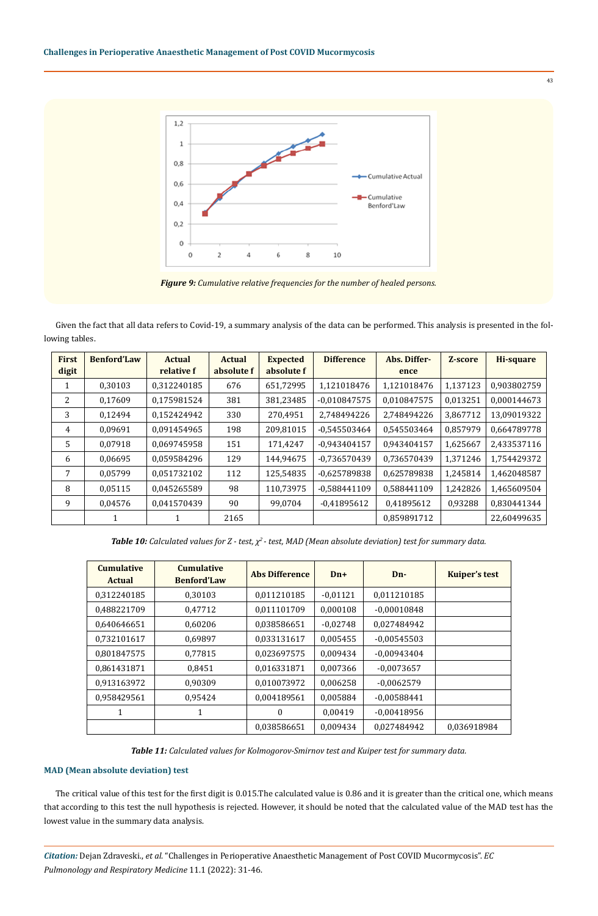*Figure 9: Cumulative relative frequencies for the number of healed persons.*

Given the fact that all data refers to Covid-19, a summary analysis of the data can be performed. This analysis is presented in the following tables.

| First digit | Benford'Law | Actual relative f | Actual absolute f | Expected absolute f | Difference | Abs. Difference | Z-score | Hi-square |
|---|---|---|---|---|---|---|---|---|
| 1 | 0,30103 | 0,312240185 | 676 | 651,72995 | 1,121018476 | 1,121018476 | 1,137123 | 0,903802759 |
| 2 | 0,17609 | 0,175981524 | 381 | 381,23485 | -0,010847575 | 0,010847575 | 0,013251 | 0,000144673 |
| 3 | 0,12494 | 0,152424942 | 330 | 270,4951 | 2,748494226 | 2,748494226 | 3,867712 | 13,09019322 |
| 4 | 0,09691 | 0,091454965 | 198 | 209,81015 | -0,545503464 | 0,545503464 | 0,857979 | 0,664789778 |
| 5 | 0,07918 | 0,069745958 | 151 | 171,4247 | -0,943404157 | 0,943404157 | 1,625667 | 2,433537116 |
| 6 | 0,06695 | 0,059584296 | 129 | 144,94675 | -0,736570439 | 0,736570439 | 1,371246 | 1,754429372 |
| 7 | 0,05799 | 0,051732102 | 112 | 125,54835 | -0,625789838 | 0,625789838 | 1,245814 | 1,462048587 |
| 8 | 0,05115 | 0,045265589 | 98 | 110,73975 | -0,588441109 | 0,588441109 | 1,242826 | 1,465609504 |
| 9 | 0,04576 | 0,041570439 | 90 | 99,0704 | -0,41895612 | 0,41895612 | 0,93288 | 0,830441344 |
| | 1 | 1 | 2165 | | | 0,859891712 | | 22,60499635 |

*Table 10: Calculated values for Z - test, $\chi^2$ - test, MAD (Mean absolute deviation) test for summary data.*

| Cumulative Actual | Cumulative Benford'Law | Abs Difference | Dn+ | Dn- | Kuiper's test |
|---|---|---|---|---|---|
| 0,312240185 | 0,30103 | 0,011210185 | -0,01121 | 0,011210185 | |
| 0,488221709 | 0,47712 | 0,011101709 | 0,000108 | -0,00010848 | |
| 0,640646651 | 0,60206 | 0,038586651 | -0,02748 | 0,027484942 | |
| 0,732101617 | 0,69897 | 0,033131617 | 0,005455 | -0,00545503 | |
| 0,801847575 | 0,77815 | 0,023697575 | 0,009434 | -0,00943404 | |
| 0,861431871 | 0,8451 | 0,016331871 | 0,007366 | -0,0073657 | |
| 0,913163972 | 0,90309 | 0,010073972 | 0,006258 | -0,0062579 | |
| 0,958429561 | 0,95424 | 0,004189561 | 0,005884 | -0,00588441 | |
| 1 | 1 | 0 | 0,00419 | -0,00418956 | |
| | | 0,038586651 | 0,009434 | 0,027484942 | 0,036918984 |

*Table 11: Calculated values for Kolmogorov-Smirnov test and Kuiper test for summary data.*

### MAD (Mean absolute deviation) test

The critical value of this test for the first digit is 0.015.The calculated value is 0.86 and it is greater than the critical one, which means that according to this test the null hypothesis is rejected. However, it should be noted that the calculated value of the MAD test has the lowest value in the summary data analysis.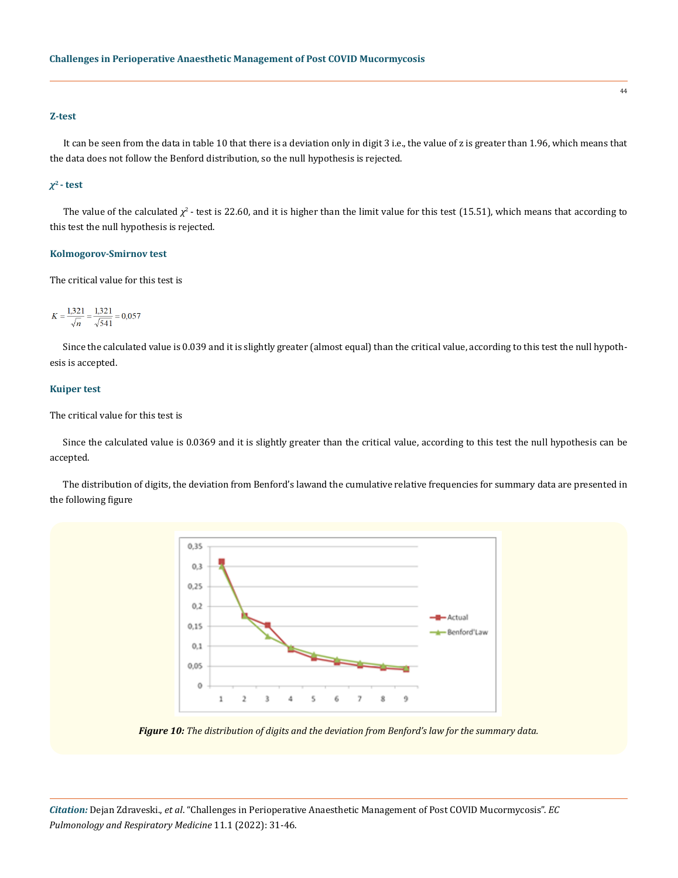### Z-test

It can be seen from the data in table 10 that there is a deviation only in digit 3 i.e., the value of z is greater than 1.96, which means that the data does not follow the Benford distribution, so the null hypothesis is rejected.

### $\chi^2$ - test

The value of the calculated $\chi^2$ - test is 22.60, and it is higher than the limit value for this test (15.51), which means that according to this test the null hypothesis is rejected.

### Kolmogorov-Smirnov test

The critical value for this test is

$$K = \frac{1{,}321}{\sqrt{n}} = \frac{1{,}321}{\sqrt{541}} = 0{,}057$$

Since the calculated value is 0.039 and it is slightly greater (almost equal) than the critical value, according to this test the null hypothesis is accepted.

### Kuiper test

The critical value for this test is

Since the calculated value is 0.0369 and it is slightly greater than the critical value, according to this test the null hypothesis can be accepted.

The distribution of digits, the deviation from Benford's lawand the cumulative relative frequencies for summary data are presented in the following figure

*Figure 10: The distribution of digits and the deviation from Benford's law for the summary data.*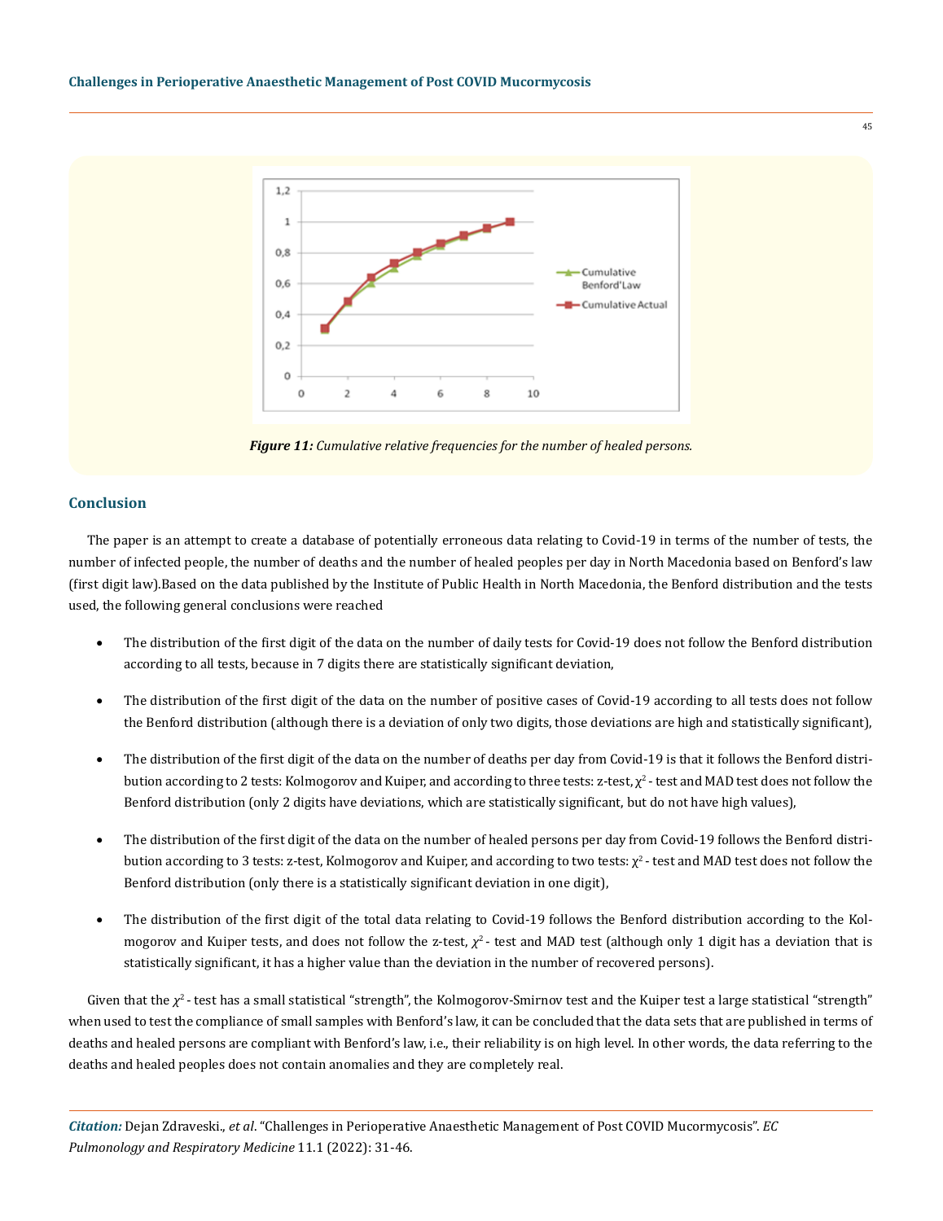Figure 11: *Cumulative relative frequencies for the number of healed persons.*

## Conclusion

The paper is an attempt to create a database of potentially erroneous data relating to Covid-19 in terms of the number of tests, the number of infected people, the number of deaths and the number of healed peoples per day in North Macedonia based on Benford's law (first digit law).Based on the data published by the Institute of Public Health in North Macedonia, the Benford distribution and the tests used, the following general conclusions were reached

- The distribution of the first digit of the data on the number of daily tests for Covid-19 does not follow the Benford distribution according to all tests, because in 7 digits there are statistically significant deviation,
- The distribution of the first digit of the data on the number of positive cases of Covid-19 according to all tests does not follow the Benford distribution (although there is a deviation of only two digits, those deviations are high and statistically significant),
- The distribution of the first digit of the data on the number of deaths per day from Covid-19 is that it follows the Benford distribution according to 2 tests: Kolmogorov and Kuiper, and according to three tests: z-test, $\chi^2$ - test and MAD test does not follow the Benford distribution (only 2 digits have deviations, which are statistically significant, but do not have high values),
- The distribution of the first digit of the data on the number of healed persons per day from Covid-19 follows the Benford distribution according to 3 tests: z-test, Kolmogorov and Kuiper, and according to two tests: $\chi^2$ - test and MAD test does not follow the Benford distribution (only there is a statistically significant deviation in one digit),
- The distribution of the first digit of the total data relating to Covid-19 follows the Benford distribution according to the Kolmogorov and Kuiper tests, and does not follow the z-test, $\chi^2$ - test and MAD test (although only 1 digit has a deviation that is statistically significant, it has a higher value than the deviation in the number of recovered persons).

Given that the $\chi^2$ - test has a small statistical "strength", the Kolmogorov-Smirnov test and the Kuiper test a large statistical "strength" when used to test the compliance of small samples with Benford's law, it can be concluded that the data sets that are published in terms of deaths and healed persons are compliant with Benford's law, i.e., their reliability is on high level. In other words, the data referring to the deaths and healed peoples does not contain anomalies and they are completely real.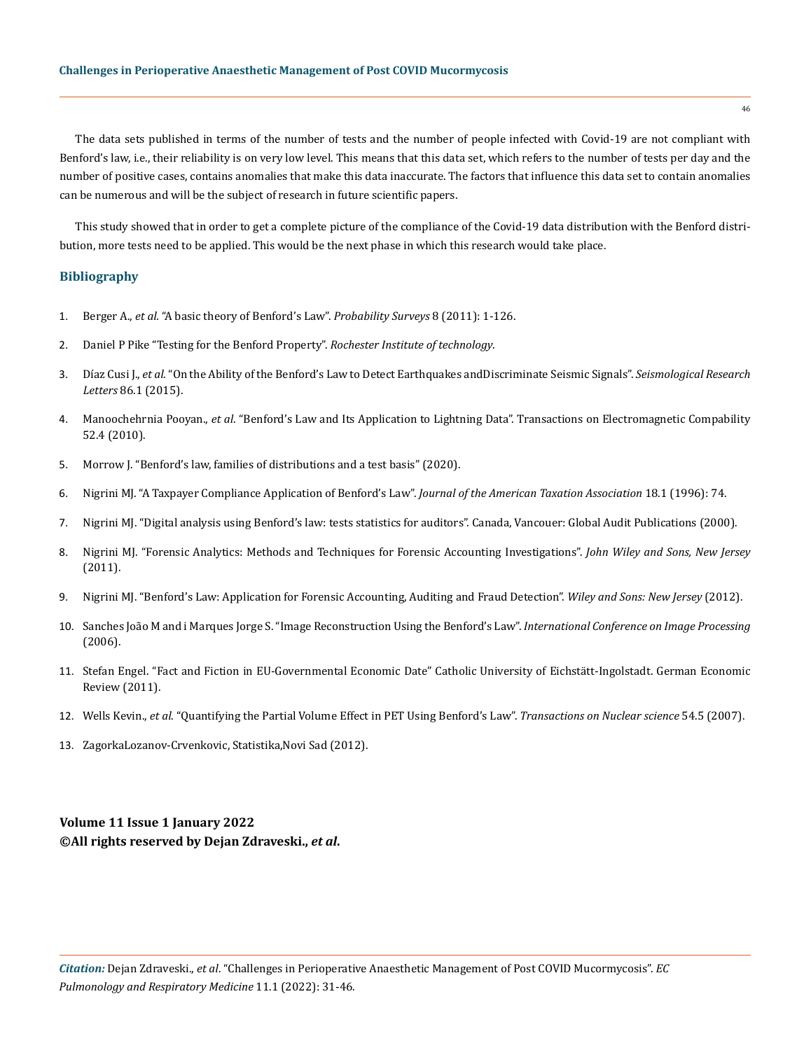The data sets published in terms of the number of tests and the number of people infected with Covid-19 are not compliant with Benford's law, i.e., their reliability is on very low level. This means that this data set, which refers to the number of tests per day and the number of positive cases, contains anomalies that make this data inaccurate. The factors that influence this data set to contain anomalies can be numerous and will be the subject of research in future scientific papers.

This study showed that in order to get a complete picture of the compliance of the Covid-19 data distribution with the Benford distribution, more tests need to be applied. This would be the next phase in which this research would take place.

## Bibliography

1. Berger A., *et al.* "A basic theory of Benford's Law". *Probability Surveys* 8 (2011): 1-126.
2. Daniel P Pike "Testing for the Benford Property". *Rochester Institute of technology*.
3. Díaz Cusi J., *et al.* "On the Ability of the Benford's Law to Detect Earthquakes andDiscriminate Seismic Signals". *Seismological Research Letters* 86.1 (2015).
4. Manoochehrnia Pooyan., *et al*. "Benford's Law and Its Application to Lightning Data". Transactions on Electromagnetic Compability 52.4 (2010).
5. Morrow J. "Benford's law, families of distributions and a test basis" (2020).
6. Nigrini MJ. "A Taxpayer Compliance Application of Benford's Law". *Journal of the American Taxation Association* 18.1 (1996): 74.
7. Nigrini MJ. "Digital analysis using Benford's law: tests statistics for auditors". Canada, Vancouer: Global Audit Publications (2000).
8. Nigrini MJ. "Forensic Analytics: Methods and Techniques for Forensic Accounting Investigations". *John Wiley and Sons, New Jersey* (2011).
9. Nigrini MJ. "Benford's Law: Application for Forensic Accounting, Auditing and Fraud Detection". *Wiley and Sons: New Jersey* (2012).
10. Sanches João M and i Marques Jorge S. "Image Reconstruction Using the Benford's Law". *International Conference on Image Processing* (2006).
11. Stefan Engel. "Fact and Fiction in EU-Governmental Economic Date" Catholic University of Eichstätt-Ingolstadt. German Economic Review (2011).
12. Wells Kevin., *et al*. "Quantifying the Partial Volume Effect in PET Using Benford's Law". *Transactions on Nuclear science* 54.5 (2007).
13. ZagorkaLozanov-Crvenkovic, Statistika,Novi Sad (2012).

**Volume 11 Issue 1 January 2022**
**©All rights reserved by Dejan Zdraveski., *et al*.**